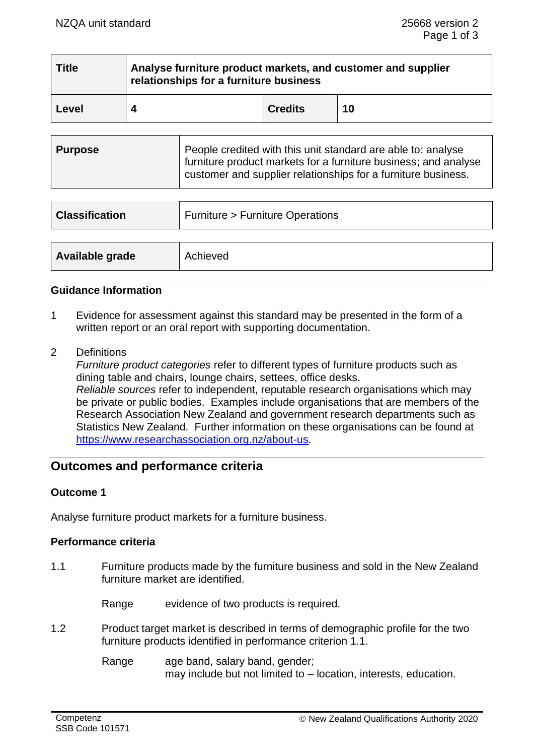| Title | Analyse furniture product markets, and customer and supplier relationships for a furniture business | | |
|---|---|---|---|
| Level | 4 | Credits | 10 |

| Purpose | People credited with this unit standard are able to: analyse furniture product markets for a furniture business; and analyse customer and supplier relationships for a furniture business. |
|---|---|

| Classification | Furniture > Furniture Operations |
|---|---|

| Available grade | Achieved |
|---|---|

### Guidance Information

1 Evidence for assessment against this standard may be presented in the form of a written report or an oral report with supporting documentation.

2 Definitions
*Furniture product categories* refer to different types of furniture products such as dining table and chairs, lounge chairs, settees, office desks.
*Reliable sources* refer to independent, reputable research organisations which may be private or public bodies. Examples include organisations that are members of the Research Association New Zealand and government research departments such as Statistics New Zealand. Further information on these organisations can be found at https://www.researchassociation.org.nz/about-us.

## Outcomes and performance criteria

### Outcome 1

Analyse furniture product markets for a furniture business.

### Performance criteria

1.1 Furniture products made by the furniture business and sold in the New Zealand furniture market are identified.

Range: evidence of two products is required.

1.2 Product target market is described in terms of demographic profile for the two furniture products identified in performance criterion 1.1.

Range: age band, salary band, gender;
may include but not limited to – location, interests, education.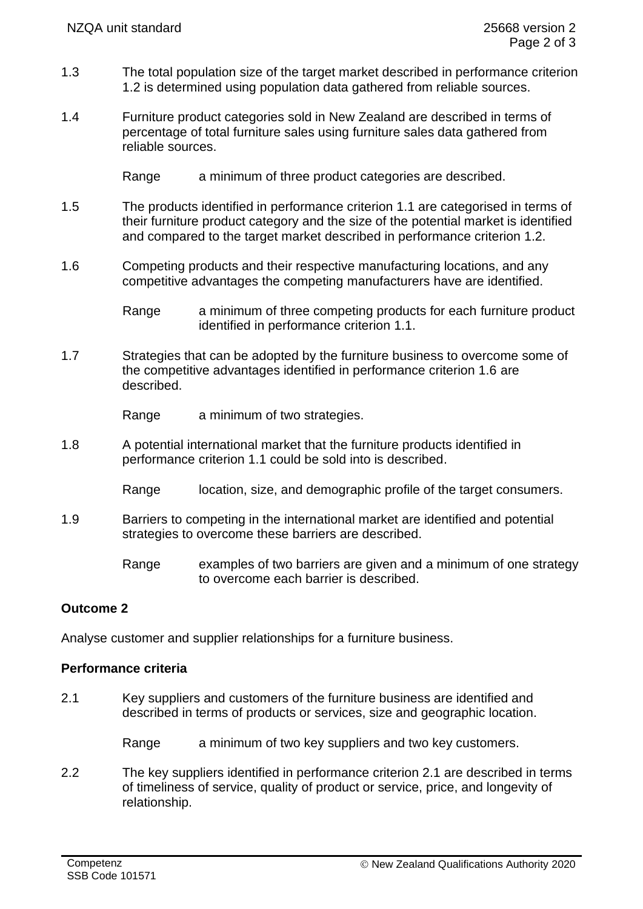1.3 The total population size of the target market described in performance criterion 1.2 is determined using population data gathered from reliable sources.

1.4 Furniture product categories sold in New Zealand are described in terms of percentage of total furniture sales using furniture sales data gathered from reliable sources.

Range a minimum of three product categories are described.

1.5 The products identified in performance criterion 1.1 are categorised in terms of their furniture product category and the size of the potential market is identified and compared to the target market described in performance criterion 1.2.

1.6 Competing products and their respective manufacturing locations, and any competitive advantages the competing manufacturers have are identified.

Range a minimum of three competing products for each furniture product identified in performance criterion 1.1.

1.7 Strategies that can be adopted by the furniture business to overcome some of the competitive advantages identified in performance criterion 1.6 are described.

Range a minimum of two strategies.

1.8 A potential international market that the furniture products identified in performance criterion 1.1 could be sold into is described.

Range location, size, and demographic profile of the target consumers.

1.9 Barriers to competing in the international market are identified and potential strategies to overcome these barriers are described.

Range examples of two barriers are given and a minimum of one strategy to overcome each barrier is described.

**Outcome 2**

Analyse customer and supplier relationships for a furniture business.

**Performance criteria**

2.1 Key suppliers and customers of the furniture business are identified and described in terms of products or services, size and geographic location.

Range a minimum of two key suppliers and two key customers.

2.2 The key suppliers identified in performance criterion 2.1 are described in terms of timeliness of service, quality of product or service, price, and longevity of relationship.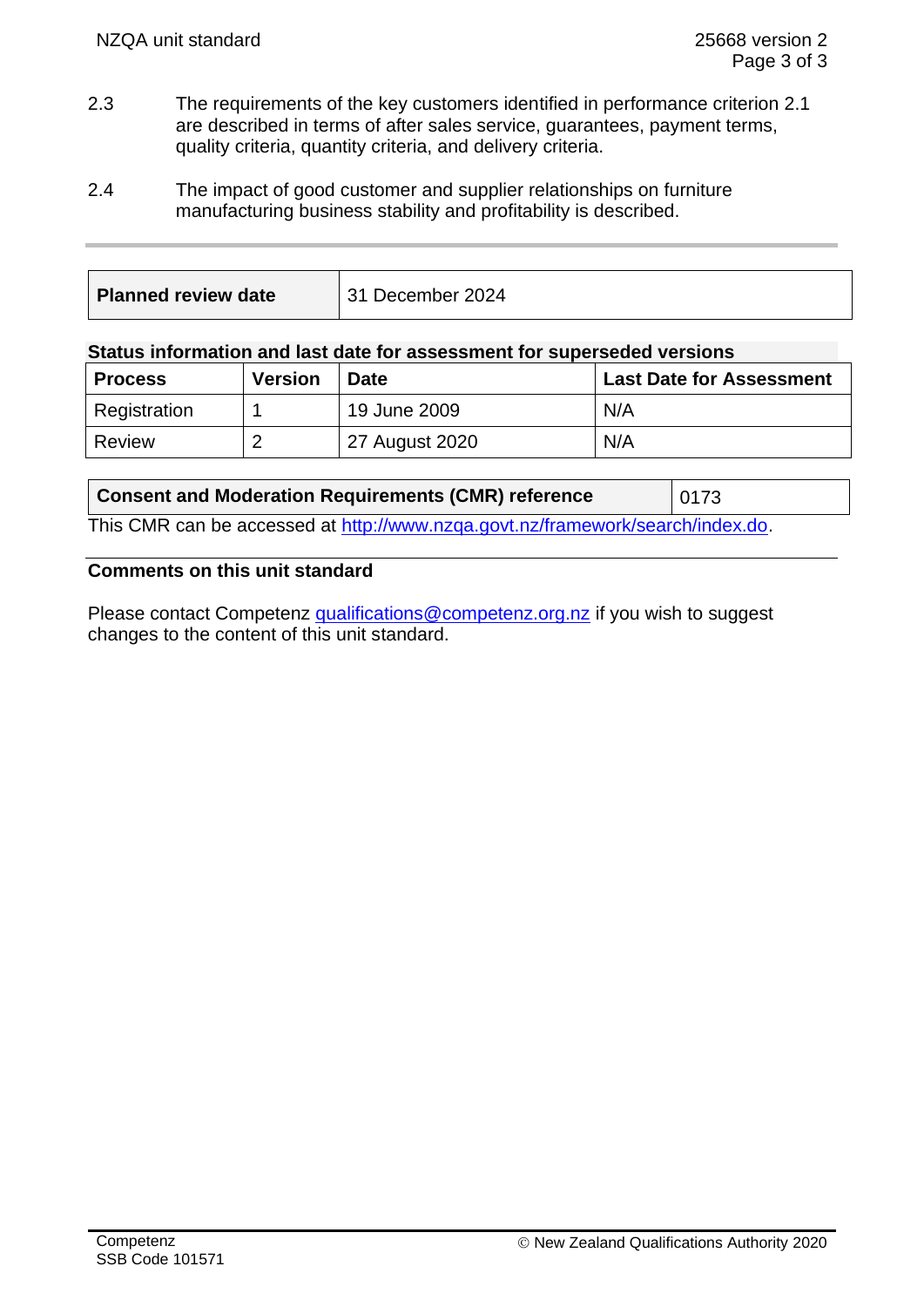2.3 The requirements of the key customers identified in performance criterion 2.1 are described in terms of after sales service, guarantees, payment terms, quality criteria, quantity criteria, and delivery criteria.

2.4 The impact of good customer and supplier relationships on furniture manufacturing business stability and profitability is described.

| | |
|---|---|
| **Planned review date** | 31 December 2024 |

**Status information and last date for assessment for superseded versions**

| Process | Version | Date | Last Date for Assessment |
|---|---|---|---|
| Registration | 1 | 19 June 2009 | N/A |
| Review | 2 | 27 August 2020 | N/A |

| | |
|---|---|
| **Consent and Moderation Requirements (CMR) reference** | 0173 |

This CMR can be accessed at http://www.nzqa.govt.nz/framework/search/index.do.

**Comments on this unit standard**

Please contact Competenz qualifications@competenz.org.nz if you wish to suggest changes to the content of this unit standard.